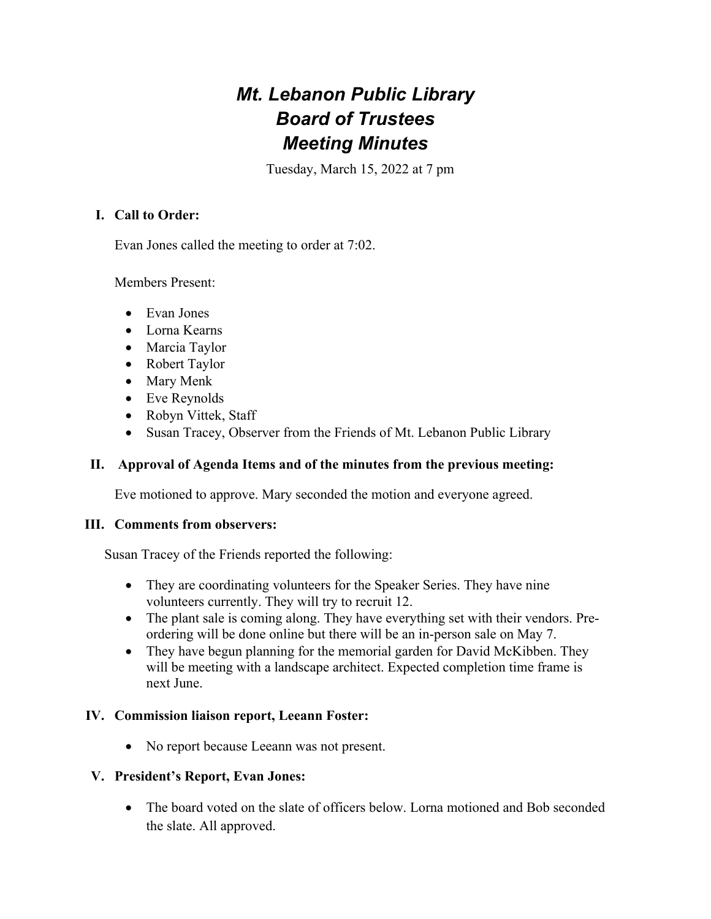# *Mt. Lebanon Public Library*
# *Board of Trustees*
# *Meeting Minutes*

Tuesday, March 15, 2022 at 7 pm

## I. Call to Order:

Evan Jones called the meeting to order at 7:02.

Members Present:

- Evan Jones
- Lorna Kearns
- Marcia Taylor
- Robert Taylor
- Mary Menk
- Eve Reynolds
- Robyn Vittek, Staff
- Susan Tracey, Observer from the Friends of Mt. Lebanon Public Library

## II. Approval of Agenda Items and of the minutes from the previous meeting:

Eve motioned to approve. Mary seconded the motion and everyone agreed.

## III. Comments from observers:

Susan Tracey of the Friends reported the following:

- They are coordinating volunteers for the Speaker Series. They have nine volunteers currently. They will try to recruit 12.
- The plant sale is coming along. They have everything set with their vendors. Pre-ordering will be done online but there will be an in-person sale on May 7.
- They have begun planning for the memorial garden for David McKibben. They will be meeting with a landscape architect. Expected completion time frame is next June.

## IV. Commission liaison report, Leeann Foster:

- No report because Leeann was not present.

## V. President's Report, Evan Jones:

- The board voted on the slate of officers below. Lorna motioned and Bob seconded the slate. All approved.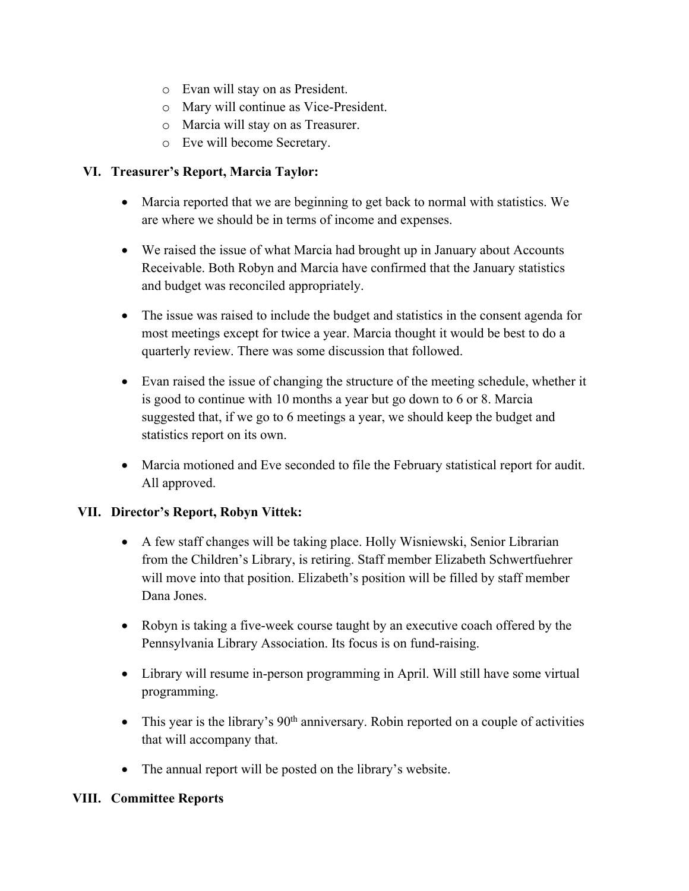- Evan will stay on as President.
- Mary will continue as Vice-President.
- Marcia will stay on as Treasurer.
- Eve will become Secretary.

## VI. Treasurer's Report, Marcia Taylor:

- Marcia reported that we are beginning to get back to normal with statistics. We are where we should be in terms of income and expenses.

- We raised the issue of what Marcia had brought up in January about Accounts Receivable. Both Robyn and Marcia have confirmed that the January statistics and budget was reconciled appropriately.

- The issue was raised to include the budget and statistics in the consent agenda for most meetings except for twice a year. Marcia thought it would be best to do a quarterly review. There was some discussion that followed.

- Evan raised the issue of changing the structure of the meeting schedule, whether it is good to continue with 10 months a year but go down to 6 or 8. Marcia suggested that, if we go to 6 meetings a year, we should keep the budget and statistics report on its own.

- Marcia motioned and Eve seconded to file the February statistical report for audit. All approved.

## VII. Director's Report, Robyn Vittek:

- A few staff changes will be taking place. Holly Wisniewski, Senior Librarian from the Children's Library, is retiring. Staff member Elizabeth Schwertfuehrer will move into that position. Elizabeth's position will be filled by staff member Dana Jones.

- Robyn is taking a five-week course taught by an executive coach offered by the Pennsylvania Library Association. Its focus is on fund-raising.

- Library will resume in-person programming in April. Will still have some virtual programming.

- This year is the library's 90th anniversary. Robin reported on a couple of activities that will accompany that.

- The annual report will be posted on the library's website.

## VIII. Committee Reports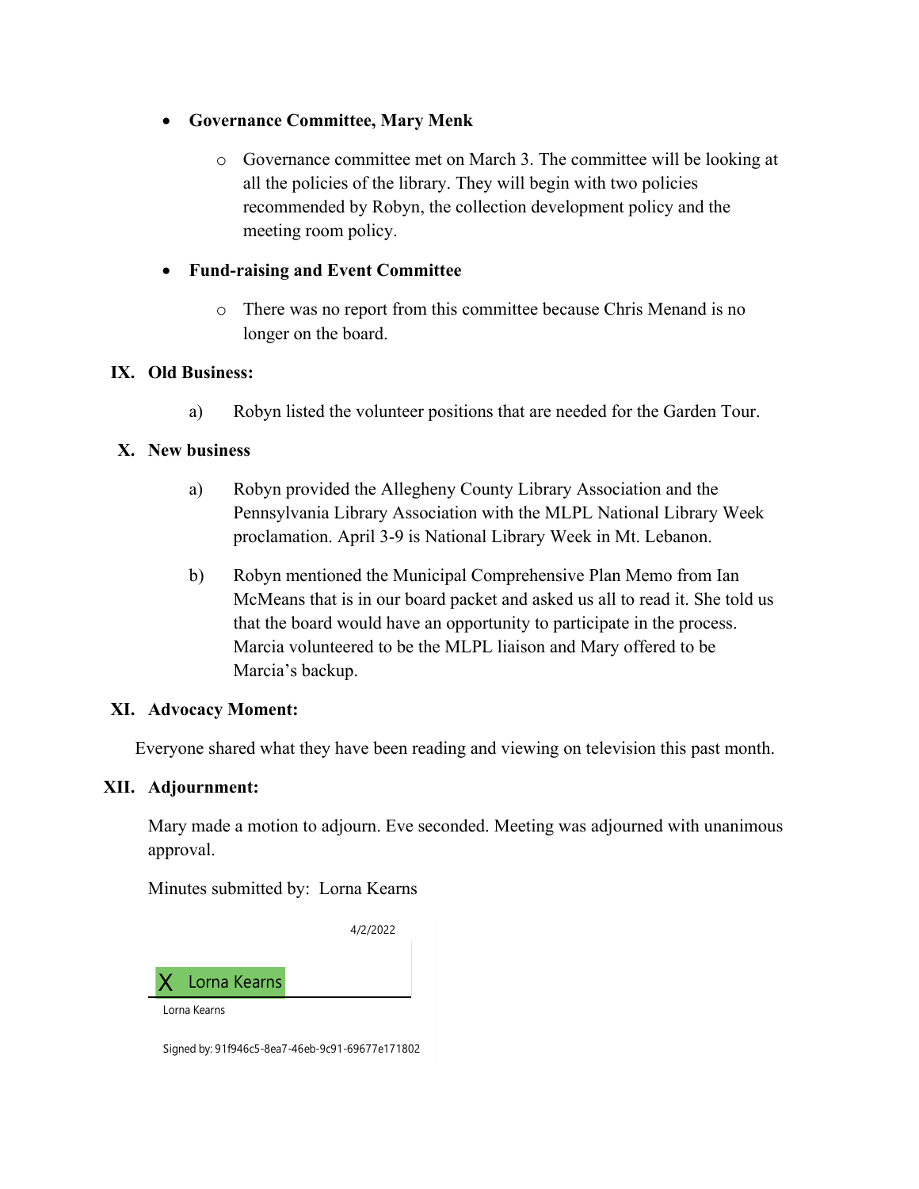- **Governance Committee, Mary Menk**
  - Governance committee met on March 3. The committee will be looking at all the policies of the library. They will begin with two policies recommended by Robyn, the collection development policy and the meeting room policy.
- **Fund-raising and Event Committee**
  - There was no report from this committee because Chris Menand is no longer on the board.

## IX. Old Business:

a) Robyn listed the volunteer positions that are needed for the Garden Tour.

## X. New business

a) Robyn provided the Allegheny County Library Association and the Pennsylvania Library Association with the MLPL National Library Week proclamation. April 3-9 is National Library Week in Mt. Lebanon.

b) Robyn mentioned the Municipal Comprehensive Plan Memo from Ian McMeans that is in our board packet and asked us all to read it. She told us that the board would have an opportunity to participate in the process. Marcia volunteered to be the MLPL liaison and Mary offered to be Marcia's backup.

## XI. Advocacy Moment:

Everyone shared what they have been reading and viewing on television this past month.

## XII. Adjournment:

Mary made a motion to adjourn. Eve seconded. Meeting was adjourned with unanimous approval.

Minutes submitted by: Lorna Kearns

4/2/2022

X Lorna Kearns

Lorna Kearns

Signed by: 91f946c5-8ea7-46eb-9c91-69677e171802